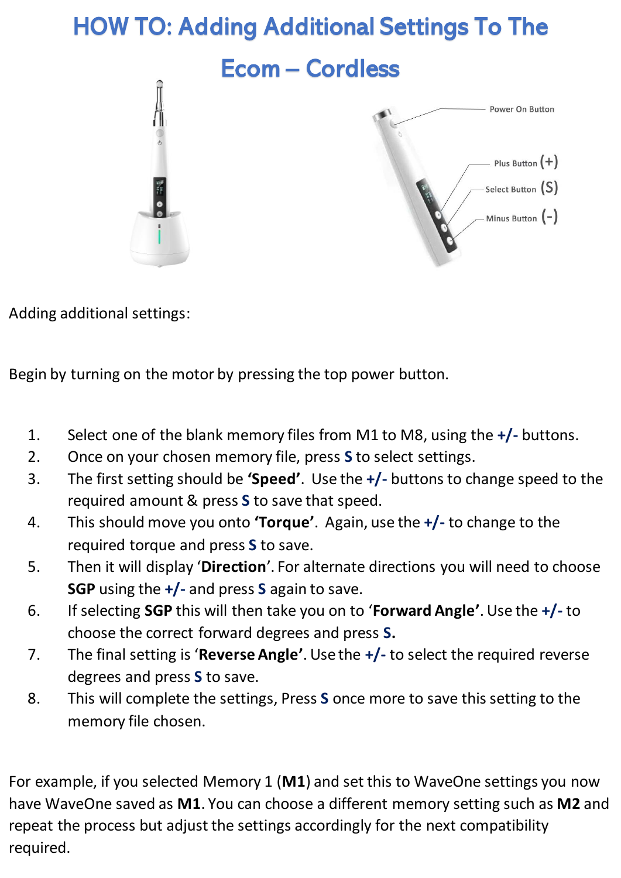# HOW TO: Adding Additional Settings To The Ecom – Cordless

Power On Button

Plus Button (+)

Select Button (S)

Minus Button (-)

Adding additional settings:

Begin by turning on the motor by pressing the top power button.

1. Select one of the blank memory files from M1 to M8, using the **+/-** buttons.
2. Once on your chosen memory file, press **S** to select settings.
3. The first setting should be **'Speed'**. Use the **+/-** buttons to change speed to the required amount & press **S** to save that speed.
4. This should move you onto **'Torque'**. Again, use the **+/-** to change to the required torque and press **S** to save.
5. Then it will display '**Direction**'. For alternate directions you will need to choose **SGP** using the **+/-** and press **S** again to save.
6. If selecting **SGP** this will then take you on to '**Forward Angle'**. Use the **+/-** to choose the correct forward degrees and press **S.**
7. The final setting is '**Reverse Angle'**. Use the **+/-** to select the required reverse degrees and press **S** to save.
8. This will complete the settings, Press **S** once more to save this setting to the memory file chosen.

For example, if you selected Memory 1 (**M1**) and set this to WaveOne settings you now have WaveOne saved as **M1**. You can choose a different memory setting such as **M2** and repeat the process but adjust the settings accordingly for the next compatibility required.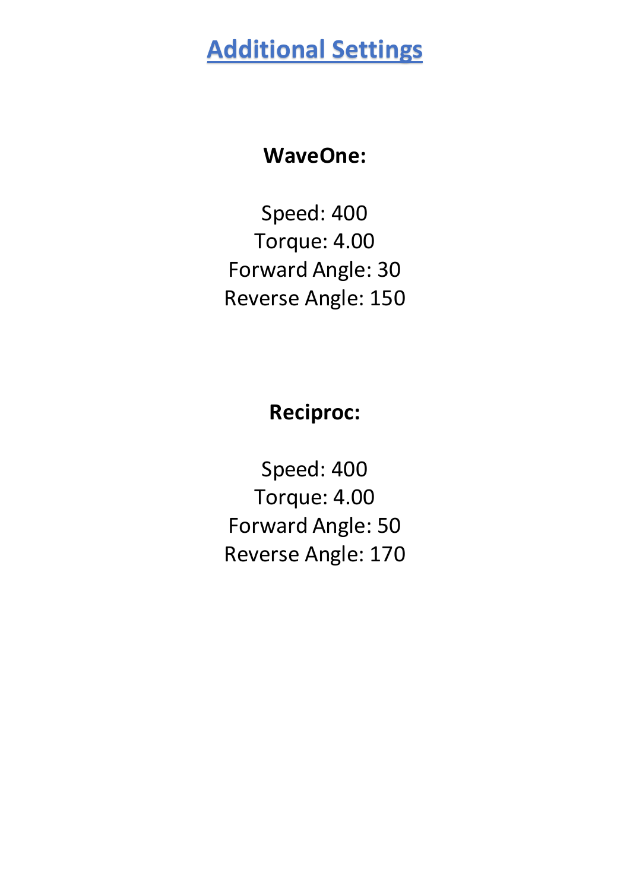# Additional Settings

**WaveOne:**

Speed: 400
Torque: 4.00
Forward Angle: 30
Reverse Angle: 150

**Reciproc:**

Speed: 400
Torque: 4.00
Forward Angle: 50
Reverse Angle: 170